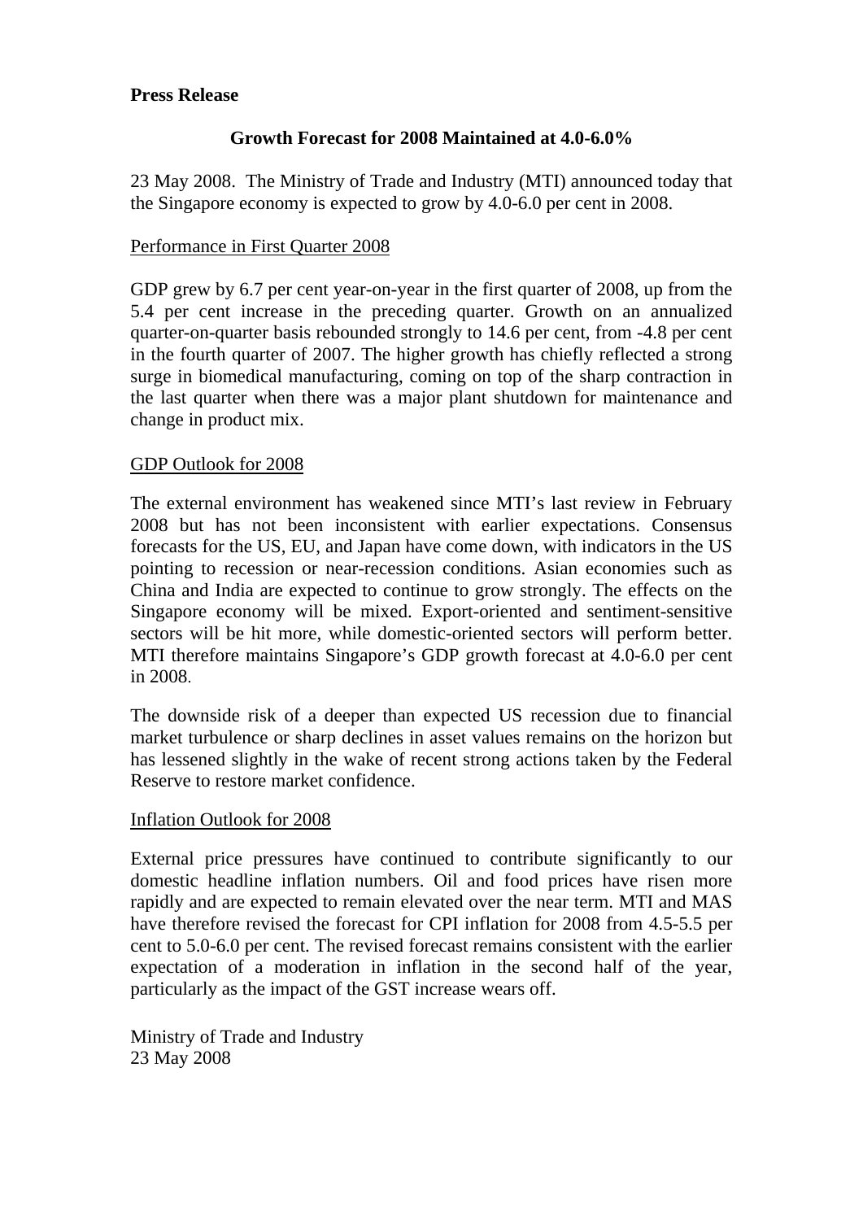**Press Release**

## Growth Forecast for 2008 Maintained at 4.0-6.0%

23 May 2008. The Ministry of Trade and Industry (MTI) announced today that the Singapore economy is expected to grow by 4.0-6.0 per cent in 2008.

### Performance in First Quarter 2008

GDP grew by 6.7 per cent year-on-year in the first quarter of 2008, up from the 5.4 per cent increase in the preceding quarter. Growth on an annualized quarter-on-quarter basis rebounded strongly to 14.6 per cent, from -4.8 per cent in the fourth quarter of 2007. The higher growth has chiefly reflected a strong surge in biomedical manufacturing, coming on top of the sharp contraction in the last quarter when there was a major plant shutdown for maintenance and change in product mix.

### GDP Outlook for 2008

The external environment has weakened since MTI's last review in February 2008 but has not been inconsistent with earlier expectations. Consensus forecasts for the US, EU, and Japan have come down, with indicators in the US pointing to recession or near-recession conditions. Asian economies such as China and India are expected to continue to grow strongly. The effects on the Singapore economy will be mixed. Export-oriented and sentiment-sensitive sectors will be hit more, while domestic-oriented sectors will perform better. MTI therefore maintains Singapore's GDP growth forecast at 4.0-6.0 per cent in 2008.

The downside risk of a deeper than expected US recession due to financial market turbulence or sharp declines in asset values remains on the horizon but has lessened slightly in the wake of recent strong actions taken by the Federal Reserve to restore market confidence.

### Inflation Outlook for 2008

External price pressures have continued to contribute significantly to our domestic headline inflation numbers. Oil and food prices have risen more rapidly and are expected to remain elevated over the near term. MTI and MAS have therefore revised the forecast for CPI inflation for 2008 from 4.5-5.5 per cent to 5.0-6.0 per cent. The revised forecast remains consistent with the earlier expectation of a moderation in inflation in the second half of the year, particularly as the impact of the GST increase wears off.

Ministry of Trade and Industry
23 May 2008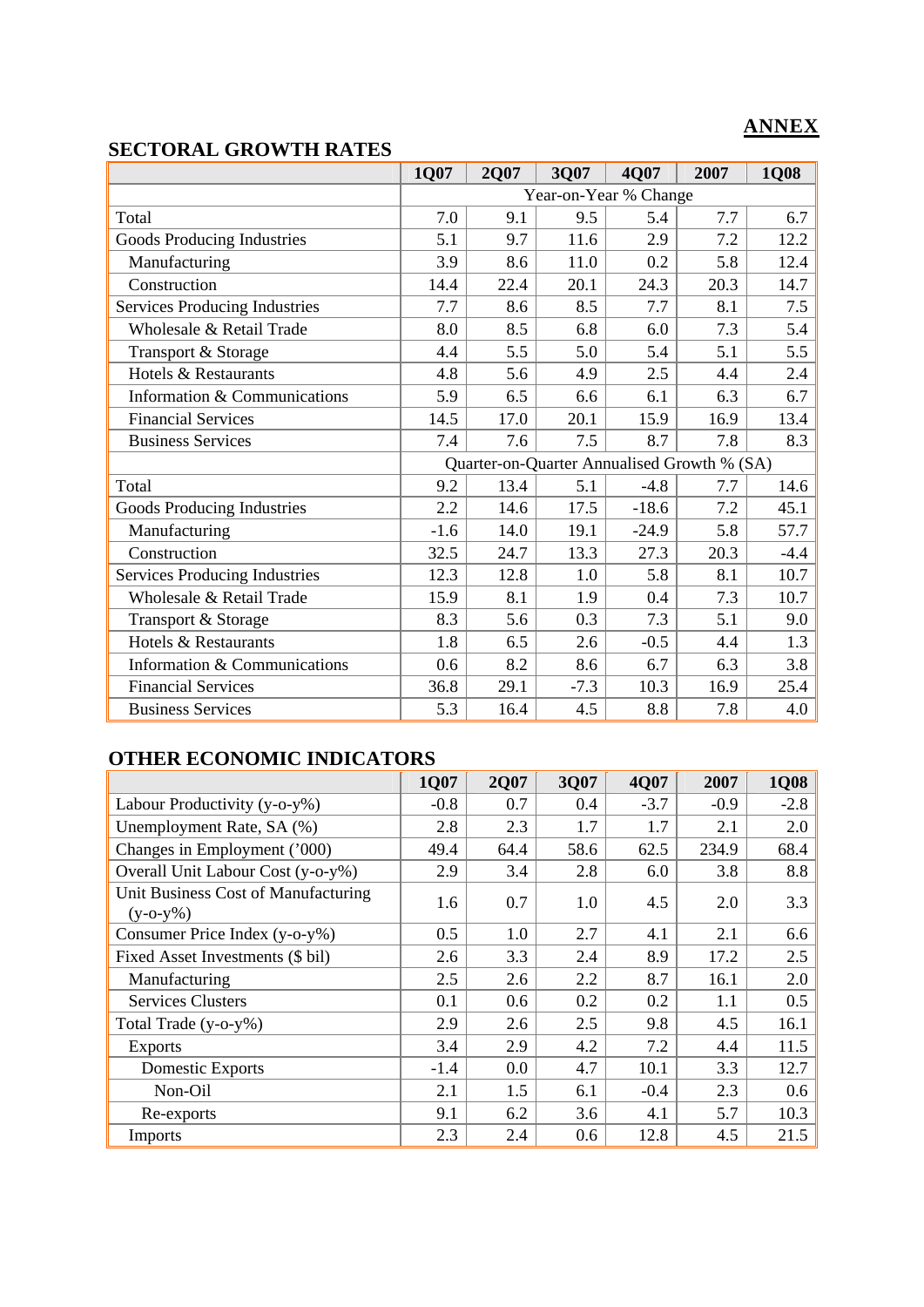**ANNEX**

## SECTORAL GROWTH RATES

| | 1Q07 | 2Q07 | 3Q07 | 4Q07 | 2007 | 1Q08 |
|---|---|---|---|---|---|---|
| | Year-on-Year % Change | | | | | |
| Total | 7.0 | 9.1 | 9.5 | 5.4 | 7.7 | 6.7 |
| Goods Producing Industries | 5.1 | 9.7 | 11.6 | 2.9 | 7.2 | 12.2 |
| Manufacturing | 3.9 | 8.6 | 11.0 | 0.2 | 5.8 | 12.4 |
| Construction | 14.4 | 22.4 | 20.1 | 24.3 | 20.3 | 14.7 |
| Services Producing Industries | 7.7 | 8.6 | 8.5 | 7.7 | 8.1 | 7.5 |
| Wholesale & Retail Trade | 8.0 | 8.5 | 6.8 | 6.0 | 7.3 | 5.4 |
| Transport & Storage | 4.4 | 5.5 | 5.0 | 5.4 | 5.1 | 5.5 |
| Hotels & Restaurants | 4.8 | 5.6 | 4.9 | 2.5 | 4.4 | 2.4 |
| Information & Communications | 5.9 | 6.5 | 6.6 | 6.1 | 6.3 | 6.7 |
| Financial Services | 14.5 | 17.0 | 20.1 | 15.9 | 16.9 | 13.4 |
| Business Services | 7.4 | 7.6 | 7.5 | 8.7 | 7.8 | 8.3 |
| | Quarter-on-Quarter Annualised Growth % (SA) | | | | | |
| Total | 9.2 | 13.4 | 5.1 | -4.8 | 7.7 | 14.6 |
| Goods Producing Industries | 2.2 | 14.6 | 17.5 | -18.6 | 7.2 | 45.1 |
| Manufacturing | -1.6 | 14.0 | 19.1 | -24.9 | 5.8 | 57.7 |
| Construction | 32.5 | 24.7 | 13.3 | 27.3 | 20.3 | -4.4 |
| Services Producing Industries | 12.3 | 12.8 | 1.0 | 5.8 | 8.1 | 10.7 |
| Wholesale & Retail Trade | 15.9 | 8.1 | 1.9 | 0.4 | 7.3 | 10.7 |
| Transport & Storage | 8.3 | 5.6 | 0.3 | 7.3 | 5.1 | 9.0 |
| Hotels & Restaurants | 1.8 | 6.5 | 2.6 | -0.5 | 4.4 | 1.3 |
| Information & Communications | 0.6 | 8.2 | 8.6 | 6.7 | 6.3 | 3.8 |
| Financial Services | 36.8 | 29.1 | -7.3 | 10.3 | 16.9 | 25.4 |
| Business Services | 5.3 | 16.4 | 4.5 | 8.8 | 7.8 | 4.0 |

## OTHER ECONOMIC INDICATORS

| | 1Q07 | 2Q07 | 3Q07 | 4Q07 | 2007 | 1Q08 |
|---|---|---|---|---|---|---|
| Labour Productivity (y-o-y%) | -0.8 | 0.7 | 0.4 | -3.7 | -0.9 | -2.8 |
| Unemployment Rate, SA (%) | 2.8 | 2.3 | 1.7 | 1.7 | 2.1 | 2.0 |
| Changes in Employment ('000) | 49.4 | 64.4 | 58.6 | 62.5 | 234.9 | 68.4 |
| Overall Unit Labour Cost (y-o-y%) | 2.9 | 3.4 | 2.8 | 6.0 | 3.8 | 8.8 |
| Unit Business Cost of Manufacturing (y-o-y%) | 1.6 | 0.7 | 1.0 | 4.5 | 2.0 | 3.3 |
| Consumer Price Index (y-o-y%) | 0.5 | 1.0 | 2.7 | 4.1 | 2.1 | 6.6 |
| Fixed Asset Investments ($ bil) | 2.6 | 3.3 | 2.4 | 8.9 | 17.2 | 2.5 |
| Manufacturing | 2.5 | 2.6 | 2.2 | 8.7 | 16.1 | 2.0 |
| Services Clusters | 0.1 | 0.6 | 0.2 | 0.2 | 1.1 | 0.5 |
| Total Trade (y-o-y%) | 2.9 | 2.6 | 2.5 | 9.8 | 4.5 | 16.1 |
| Exports | 3.4 | 2.9 | 4.2 | 7.2 | 4.4 | 11.5 |
| Domestic Exports | -1.4 | 0.0 | 4.7 | 10.1 | 3.3 | 12.7 |
| Non-Oil | 2.1 | 1.5 | 6.1 | -0.4 | 2.3 | 0.6 |
| Re-exports | 9.1 | 6.2 | 3.6 | 4.1 | 5.7 | 10.3 |
| Imports | 2.3 | 2.4 | 0.6 | 12.8 | 4.5 | 21.5 |